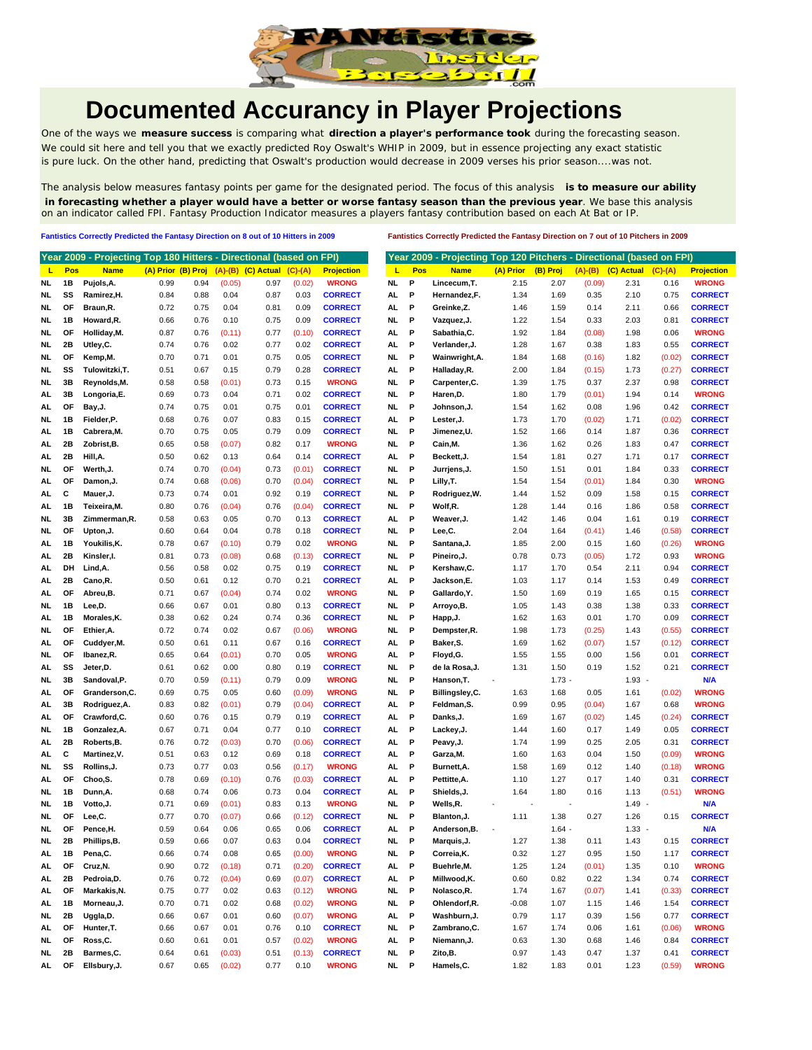# Documented Accurancy in Player Projections

One of the ways we **measure success** is comparing what **direction a player's performance took** during the forecasting season. We could sit here and tell you that we exactly predicted Roy Oswalt's WHIP in 2009, but in essence projecting any exact statistic is pure luck. On the other hand, predicting that Oswalt's production would decrease in 2009 verses his prior season....was not.

The analysis below measures fantasy points per game for the designated period. The focus of this analysis **is to measure our ability in forecasting whether a player would have a better or worse fantasy season than the previous year**. We base this analysis on an indicator called FPI. Fantasy Production Indicator measures a players fantasy contribution based on each At Bat or IP.

**Fantistics Correctly Predicted the Fantasy Direction on 8 out of 10 Hitters in 2009**

**Year 2009 - Projecting Top 180 Hitters - Directional (based on FPI)**

| L | Pos | Name | (A) Prior | (B) Proj | (A)-(B) | (C) Actual | (C)-(A) | Projection |
|---|---|---|---|---|---|---|---|---|
| NL | 1B | Pujols,A. | 0.99 | 0.94 | (0.05) | 0.97 | (0.02) | WRONG |
| NL | SS | Ramirez,H. | 0.84 | 0.88 | 0.04 | 0.87 | 0.03 | CORRECT |
| NL | OF | Braun,R. | 0.72 | 0.75 | 0.04 | 0.81 | 0.09 | CORRECT |
| NL | 1B | Howard,R. | 0.66 | 0.76 | 0.10 | 0.75 | 0.09 | CORRECT |
| NL | OF | Holliday,M. | 0.87 | 0.76 | (0.11) | 0.77 | (0.10) | CORRECT |
| NL | 2B | Utley,C. | 0.74 | 0.76 | 0.02 | 0.77 | 0.02 | CORRECT |
| NL | OF | Kemp,M. | 0.70 | 0.71 | 0.01 | 0.75 | 0.05 | CORRECT |
| NL | SS | Tulowitzki,T. | 0.51 | 0.67 | 0.15 | 0.79 | 0.28 | CORRECT |
| NL | 3B | Reynolds,M. | 0.58 | 0.58 | (0.01) | 0.73 | 0.15 | WRONG |
| AL | 3B | Longoria,E. | 0.69 | 0.73 | 0.04 | 0.71 | 0.02 | CORRECT |
| AL | OF | Bay,J. | 0.74 | 0.75 | 0.01 | 0.75 | 0.01 | CORRECT |
| NL | 1B | Fielder,P. | 0.68 | 0.76 | 0.07 | 0.83 | 0.15 | CORRECT |
| AL | 1B | Cabrera,M. | 0.70 | 0.75 | 0.05 | 0.79 | 0.09 | CORRECT |
| AL | 2B | Zobrist,B. | 0.65 | 0.58 | (0.07) | 0.82 | 0.17 | WRONG |
| AL | 2B | Hill,A. | 0.50 | 0.62 | 0.13 | 0.64 | 0.14 | CORRECT |
| NL | OF | Werth,J. | 0.74 | 0.70 | (0.04) | 0.73 | (0.01) | CORRECT |
| AL | OF | Damon,J. | 0.74 | 0.68 | (0.06) | 0.70 | (0.04) | CORRECT |
| AL | C | Mauer,J. | 0.73 | 0.74 | 0.01 | 0.92 | 0.19 | CORRECT |
| AL | 1B | Teixeira,M. | 0.80 | 0.76 | (0.04) | 0.76 | (0.04) | CORRECT |
| NL | 3B | Zimmerman,R. | 0.58 | 0.63 | 0.05 | 0.70 | 0.13 | CORRECT |
| NL | OF | Upton,J. | 0.60 | 0.64 | 0.04 | 0.78 | 0.18 | CORRECT |
| AL | 1B | Youkilis,K. | 0.78 | 0.67 | (0.10) | 0.79 | 0.02 | WRONG |
| AL | 2B | Kinsler,I. | 0.81 | 0.73 | (0.08) | 0.68 | (0.13) | CORRECT |
| AL | DH | Lind,A. | 0.56 | 0.58 | 0.02 | 0.75 | 0.19 | CORRECT |
| AL | 2B | Cano,R. | 0.50 | 0.61 | 0.12 | 0.70 | 0.21 | CORRECT |
| AL | OF | Abreu,B. | 0.71 | 0.67 | (0.04) | 0.74 | 0.02 | WRONG |
| NL | 1B | Lee,D. | 0.66 | 0.67 | 0.01 | 0.80 | 0.13 | CORRECT |
| AL | 1B | Morales,K. | 0.38 | 0.62 | 0.24 | 0.74 | 0.36 | CORRECT |
| NL | OF | Ethier,A. | 0.72 | 0.74 | 0.02 | 0.67 | (0.06) | WRONG |
| AL | OF | Cuddyer,M. | 0.50 | 0.61 | 0.11 | 0.67 | 0.16 | CORRECT |
| NL | OF | Ibanez,R. | 0.65 | 0.64 | (0.01) | 0.70 | 0.05 | WRONG |
| AL | SS | Jeter,D. | 0.61 | 0.62 | 0.00 | 0.80 | 0.19 | CORRECT |
| NL | 3B | Sandoval,P. | 0.70 | 0.59 | (0.11) | 0.79 | 0.09 | WRONG |
| AL | OF | Granderson,C. | 0.69 | 0.75 | 0.05 | 0.60 | (0.09) | WRONG |
| AL | 3B | Rodriguez,A. | 0.83 | 0.82 | (0.01) | 0.79 | (0.04) | CORRECT |
| AL | OF | Crawford,C. | 0.60 | 0.76 | 0.15 | 0.79 | 0.19 | CORRECT |
| NL | 1B | Gonzalez,A. | 0.67 | 0.71 | 0.04 | 0.77 | 0.10 | CORRECT |
| AL | 2B | Roberts,B. | 0.76 | 0.72 | (0.03) | 0.70 | (0.06) | CORRECT |
| AL | C | Martinez,V. | 0.51 | 0.63 | 0.12 | 0.69 | 0.18 | CORRECT |
| NL | SS | Rollins,J. | 0.73 | 0.77 | 0.03 | 0.56 | (0.17) | WRONG |
| AL | OF | Choo,S. | 0.78 | 0.69 | (0.10) | 0.76 | (0.03) | CORRECT |
| NL | 1B | Dunn,A. | 0.68 | 0.74 | 0.06 | 0.73 | 0.04 | CORRECT |
| NL | 1B | Votto,J. | 0.71 | 0.69 | (0.01) | 0.83 | 0.13 | WRONG |
| NL | OF | Lee,C. | 0.77 | 0.70 | (0.07) | 0.66 | (0.12) | CORRECT |
| NL | OF | Pence,H. | 0.59 | 0.64 | 0.06 | 0.65 | 0.06 | CORRECT |
| NL | 2B | Phillips,B. | 0.59 | 0.66 | 0.07 | 0.63 | 0.04 | CORRECT |
| AL | 1B | Pena,C. | 0.66 | 0.74 | 0.08 | 0.65 | (0.00) | WRONG |
| AL | OF | Cruz,N. | 0.90 | 0.72 | (0.18) | 0.71 | (0.20) | CORRECT |
| AL | 2B | Pedroia,D. | 0.76 | 0.72 | (0.04) | 0.69 | (0.07) | CORRECT |
| AL | OF | Markakis,N. | 0.75 | 0.77 | 0.02 | 0.63 | (0.12) | WRONG |
| AL | 1B | Morneau,J. | 0.70 | 0.71 | 0.02 | 0.68 | (0.02) | WRONG |
| NL | 2B | Uggla,D. | 0.66 | 0.67 | 0.01 | 0.60 | (0.07) | WRONG |
| AL | OF | Hunter,T. | 0.66 | 0.67 | 0.01 | 0.76 | 0.10 | CORRECT |
| NL | OF | Ross,C. | 0.60 | 0.61 | 0.01 | 0.57 | (0.02) | WRONG |
| NL | 2B | Barmes,C. | 0.64 | 0.61 | (0.03) | 0.51 | (0.13) | CORRECT |
| AL | OF | Ellsbury,J. | 0.67 | 0.65 | (0.02) | 0.77 | 0.10 | WRONG |

**Fantistics Correctly Predicted the Fantasy Direction on 7 out of 10 Pitchers in 2009**

**Year 2009 - Projecting Top 120 Pitchers - Directional (based on FPI)**

| L | Pos | Name | (A) Prior | (B) Proj | (A)-(B) | (C) Actual | (C)-(A) | Projection |
|---|---|---|---|---|---|---|---|---|
| NL | P | Lincecum,T. | 2.15 | 2.07 | (0.09) | 2.31 | 0.16 | WRONG |
| AL | P | Hernandez,F. | 1.34 | 1.69 | 0.35 | 2.10 | 0.75 | CORRECT |
| AL | P | Greinke,Z. | 1.46 | 1.59 | 0.14 | 2.11 | 0.66 | CORRECT |
| NL | P | Vazquez,J. | 1.22 | 1.54 | 0.33 | 2.03 | 0.81 | CORRECT |
| AL | P | Sabathia,C. | 1.92 | 1.84 | (0.08) | 1.98 | 0.06 | WRONG |
| AL | P | Verlander,J. | 1.28 | 1.67 | 0.38 | 1.83 | 0.55 | CORRECT |
| NL | P | Wainwright,A. | 1.84 | 1.68 | (0.16) | 1.82 | (0.02) | CORRECT |
| AL | P | Halladay,R. | 2.00 | 1.84 | (0.15) | 1.73 | (0.27) | CORRECT |
| NL | P | Carpenter,C. | 1.39 | 1.75 | 0.37 | 2.37 | 0.98 | CORRECT |
| NL | P | Haren,D. | 1.80 | 1.79 | (0.01) | 1.94 | 0.14 | WRONG |
| NL | P | Johnson,J. | 1.54 | 1.62 | 0.08 | 1.96 | 0.42 | CORRECT |
| AL | P | Lester,J. | 1.73 | 1.70 | (0.02) | 1.71 | (0.02) | CORRECT |
| NL | P | Jimenez,U. | 1.52 | 1.66 | 0.14 | 1.87 | 0.36 | CORRECT |
| NL | P | Cain,M. | 1.36 | 1.62 | 0.26 | 1.83 | 0.47 | CORRECT |
| AL | P | Beckett,J. | 1.54 | 1.81 | 0.27 | 1.71 | 0.17 | CORRECT |
| NL | P | Jurrjens,J. | 1.50 | 1.51 | 0.01 | 1.84 | 0.33 | CORRECT |
| NL | P | Lilly,T. | 1.54 | 1.54 | (0.01) | 1.84 | 0.30 | WRONG |
| NL | P | Rodriguez,W. | 1.44 | 1.52 | 0.09 | 1.58 | 0.15 | CORRECT |
| NL | P | Wolf,R. | 1.28 | 1.44 | 0.16 | 1.86 | 0.58 | CORRECT |
| AL | P | Weaver,J. | 1.42 | 1.46 | 0.04 | 1.61 | 0.19 | CORRECT |
| NL | P | Lee,C. | 2.04 | 1.64 | (0.41) | 1.46 | (0.58) | CORRECT |
| NL | P | Santana,J. | 1.85 | 2.00 | 0.15 | 1.60 | (0.26) | WRONG |
| NL | P | Pineiro,J. | 0.78 | 0.73 | (0.05) | 1.72 | 0.93 | WRONG |
| NL | P | Kershaw,C. | 1.17 | 1.70 | 0.54 | 2.11 | 0.94 | CORRECT |
| AL | P | Jackson,E. | 1.03 | 1.17 | 0.14 | 1.53 | 0.49 | CORRECT |
| NL | P | Gallardo,Y. | 1.50 | 1.69 | 0.19 | 1.65 | 0.15 | CORRECT |
| NL | P | Arroyo,B. | 1.05 | 1.43 | 0.38 | 1.38 | 0.33 | CORRECT |
| NL | P | Happ,J. | 1.62 | 1.63 | 0.01 | 1.70 | 0.09 | CORRECT |
| NL | P | Dempster,R. | 1.98 | 1.73 | (0.25) | 1.43 | (0.55) | CORRECT |
| AL | P | Baker,S. | 1.69 | 1.62 | (0.07) | 1.57 | (0.12) | CORRECT |
| AL | P | Floyd,G. | 1.55 | 1.55 | 0.00 | 1.56 | 0.01 | CORRECT |
| NL | P | de la Rosa,J. | 1.31 | 1.50 | 0.19 | 1.52 | 0.21 | CORRECT |
| NL | P | Hanson,T. | - | 1.73 | - | 1.93 | - | N/A |
| NL | P | Billingsley,C. | 1.63 | 1.68 | 0.05 | 1.61 | (0.02) | WRONG |
| AL | P | Feldman,S. | 0.99 | 0.95 | (0.04) | 1.67 | 0.68 | WRONG |
| AL | P | Danks,J. | 1.69 | 1.67 | (0.02) | 1.45 | (0.24) | CORRECT |
| AL | P | Lackey,J. | 1.44 | 1.60 | 0.17 | 1.49 | 0.05 | CORRECT |
| AL | P | Peavy,J. | 1.74 | 1.99 | 0.25 | 2.05 | 0.31 | CORRECT |
| AL | P | Garza,M. | 1.60 | 1.63 | 0.04 | 1.50 | (0.09) | WRONG |
| AL | P | Burnett,A. | 1.58 | 1.69 | 0.12 | 1.40 | (0.18) | WRONG |
| AL | P | Pettitte,A. | 1.10 | 1.27 | 0.17 | 1.40 | 0.31 | CORRECT |
| AL | P | Shields,J. | 1.64 | 1.80 | 0.16 | 1.13 | (0.51) | WRONG |
| NL | P | Wells,R. | - | - | - | 1.49 | - | N/A |
| NL | P | Blanton,J. | 1.11 | 1.38 | 0.27 | 1.26 | 0.15 | CORRECT |
| AL | P | Anderson,B. | - | 1.64 | - | 1.33 | - | N/A |
| NL | P | Marquis,J. | 1.27 | 1.38 | 0.11 | 1.43 | 0.15 | CORRECT |
| NL | P | Correia,K. | 0.32 | 1.27 | 0.95 | 1.50 | 1.17 | CORRECT |
| AL | P | Buehrle,M. | 1.25 | 1.24 | (0.01) | 1.35 | 0.10 | WRONG |
| AL | P | Millwood,K. | 0.60 | 0.82 | 0.22 | 1.34 | 0.74 | CORRECT |
| NL | P | Nolasco,R. | 1.74 | 1.67 | (0.07) | 1.41 | (0.33) | CORRECT |
| NL | P | Ohlendorf,R. | -0.08 | 1.07 | 1.15 | 1.46 | 1.54 | CORRECT |
| AL | P | Washburn,J. | 0.79 | 1.17 | 0.39 | 1.56 | 0.77 | CORRECT |
| NL | P | Zambrano,C. | 1.67 | 1.74 | 0.06 | 1.61 | (0.06) | WRONG |
| AL | P | Niemann,J. | 0.63 | 1.30 | 0.68 | 1.46 | 0.84 | CORRECT |
| NL | P | Zito,B. | 0.97 | 1.43 | 0.47 | 1.37 | 0.41 | CORRECT |
| NL | P | Hamels,C. | 1.82 | 1.83 | 0.01 | 1.23 | (0.59) | WRONG |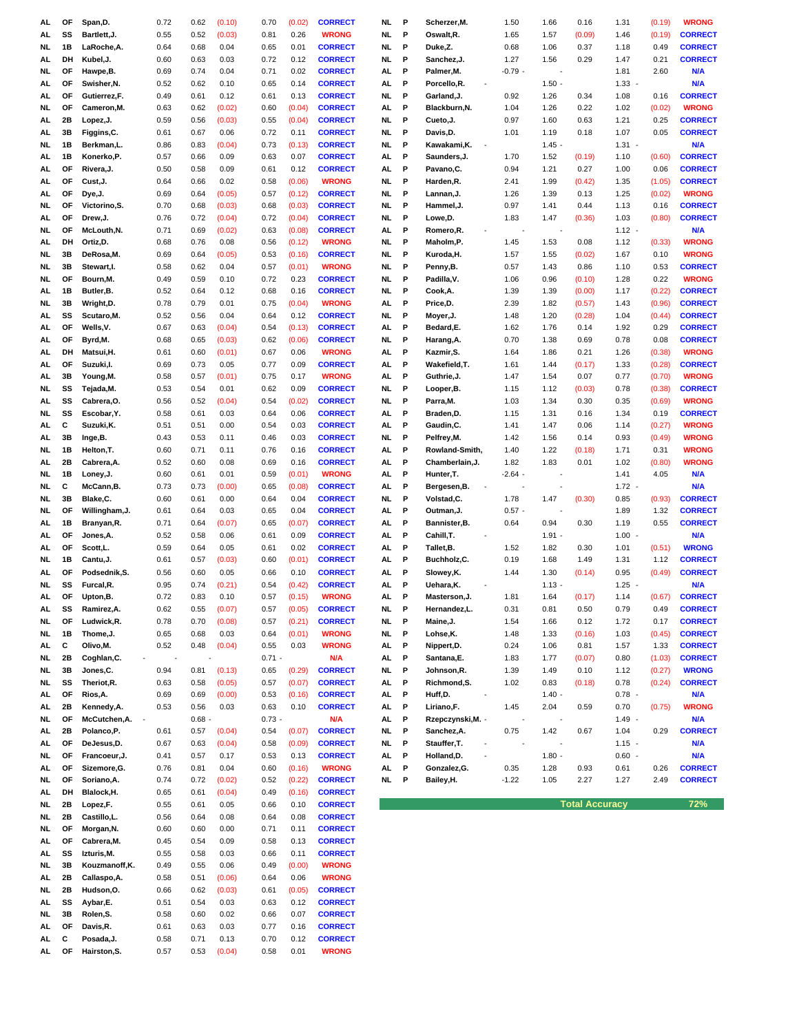| | | | | | | | | |
|---|---|---|---|---|---|---|---|---|
| AL | OF | Span,D. | 0.72 | 0.62 | (0.10) | 0.70 | (0.02) | CORRECT |
| AL | SS | Bartlett,J. | 0.55 | 0.52 | (0.03) | 0.81 | 0.26 | WRONG |
| NL | 1B | LaRoche,A. | 0.64 | 0.68 | 0.04 | 0.65 | 0.01 | CORRECT |
| AL | DH | Kubel,J. | 0.60 | 0.63 | 0.03 | 0.72 | 0.12 | CORRECT |
| NL | OF | Hawpe,B. | 0.69 | 0.74 | 0.04 | 0.71 | 0.02 | CORRECT |
| AL | OF | Swisher,N. | 0.52 | 0.62 | 0.10 | 0.65 | 0.14 | CORRECT |
| AL | OF | Gutierrez,F. | 0.49 | 0.61 | 0.12 | 0.61 | 0.13 | CORRECT |
| NL | OF | Cameron,M. | 0.63 | 0.62 | (0.02) | 0.60 | (0.04) | CORRECT |
| AL | 2B | Lopez,J. | 0.59 | 0.56 | (0.03) | 0.55 | (0.04) | CORRECT |
| AL | 3B | Figgins,C. | 0.61 | 0.67 | 0.06 | 0.72 | 0.11 | CORRECT |
| NL | 1B | Berkman,L. | 0.86 | 0.83 | (0.04) | 0.73 | (0.13) | CORRECT |
| AL | 1B | Konerko,P. | 0.57 | 0.66 | 0.09 | 0.63 | 0.07 | CORRECT |
| AL | OF | Rivera,J. | 0.50 | 0.58 | 0.09 | 0.61 | 0.12 | CORRECT |
| AL | OF | Cust,J. | 0.64 | 0.66 | 0.02 | 0.58 | (0.06) | WRONG |
| AL | OF | Dye,J. | 0.69 | 0.64 | (0.05) | 0.57 | (0.12) | CORRECT |
| NL | OF | Victorino,S. | 0.70 | 0.68 | (0.03) | 0.68 | (0.03) | CORRECT |
| AL | OF | Drew,J. | 0.76 | 0.72 | (0.04) | 0.72 | (0.04) | CORRECT |
| NL | OF | McLouth,N. | 0.71 | 0.69 | (0.02) | 0.63 | (0.08) | CORRECT |
| AL | DH | Ortiz,D. | 0.68 | 0.76 | 0.08 | 0.56 | (0.12) | WRONG |
| NL | 3B | DeRosa,M. | 0.69 | 0.64 | (0.05) | 0.53 | (0.16) | CORRECT |
| NL | 3B | Stewart,I. | 0.58 | 0.62 | 0.04 | 0.57 | (0.01) | WRONG |
| NL | OF | Bourn,M. | 0.49 | 0.59 | 0.10 | 0.72 | 0.23 | CORRECT |
| AL | 1B | Butler,B. | 0.52 | 0.64 | 0.12 | 0.68 | 0.16 | CORRECT |
| NL | 3B | Wright,D. | 0.78 | 0.79 | 0.01 | 0.75 | (0.04) | WRONG |
| AL | SS | Scutaro,M. | 0.52 | 0.56 | 0.04 | 0.64 | 0.12 | CORRECT |
| AL | OF | Wells,V. | 0.67 | 0.63 | (0.04) | 0.54 | (0.13) | CORRECT |
| AL | OF | Byrd,M. | 0.68 | 0.65 | (0.03) | 0.62 | (0.06) | CORRECT |
| AL | DH | Matsui,H. | 0.61 | 0.60 | (0.01) | 0.67 | 0.06 | WRONG |
| AL | OF | Suzuki,I. | 0.69 | 0.73 | 0.05 | 0.77 | 0.09 | CORRECT |
| AL | 3B | Young,M. | 0.58 | 0.57 | (0.01) | 0.75 | 0.17 | WRONG |
| NL | SS | Tejada,M. | 0.53 | 0.54 | 0.01 | 0.62 | 0.09 | CORRECT |
| AL | SS | Cabrera,O. | 0.56 | 0.52 | (0.04) | 0.54 | (0.02) | CORRECT |
| NL | SS | Escobar,Y. | 0.58 | 0.61 | 0.03 | 0.64 | 0.06 | CORRECT |
| AL | C | Suzuki,K. | 0.51 | 0.51 | 0.00 | 0.54 | 0.03 | CORRECT |
| AL | 3B | Inge,B. | 0.43 | 0.53 | 0.11 | 0.46 | 0.03 | CORRECT |
| NL | 1B | Helton,T. | 0.60 | 0.71 | 0.11 | 0.76 | 0.16 | CORRECT |
| AL | 2B | Cabrera,A. | 0.52 | 0.60 | 0.08 | 0.69 | 0.16 | CORRECT |
| NL | 1B | Loney,J. | 0.60 | 0.61 | 0.01 | 0.59 | (0.01) | WRONG |
| NL | C | McCann,B. | 0.73 | 0.73 | (0.00) | 0.65 | (0.08) | CORRECT |
| NL | 3B | Blake,C. | 0.60 | 0.61 | 0.00 | 0.64 | 0.04 | CORRECT |
| NL | OF | Willingham,J. | 0.61 | 0.64 | 0.03 | 0.65 | 0.04 | CORRECT |
| AL | 1B | Branyan,R. | 0.71 | 0.64 | (0.07) | 0.65 | (0.07) | CORRECT |
| AL | OF | Jones,A. | 0.52 | 0.58 | 0.06 | 0.61 | 0.09 | CORRECT |
| AL | OF | Scott,L. | 0.59 | 0.64 | 0.05 | 0.61 | 0.02 | CORRECT |
| NL | 1B | Cantu,J. | 0.61 | 0.57 | (0.03) | 0.60 | (0.01) | CORRECT |
| AL | OF | Podsednik,S. | 0.56 | 0.60 | 0.05 | 0.66 | 0.10 | CORRECT |
| NL | SS | Furcal,R. | 0.95 | 0.74 | (0.21) | 0.54 | (0.42) | CORRECT |
| AL | OF | Upton,B. | 0.72 | 0.83 | 0.10 | 0.57 | (0.15) | WRONG |
| AL | SS | Ramirez,A. | 0.62 | 0.55 | (0.07) | 0.57 | (0.05) | CORRECT |
| NL | OF | Ludwick,R. | 0.78 | 0.70 | (0.08) | 0.57 | (0.21) | CORRECT |
| NL | 1B | Thome,J. | 0.65 | 0.68 | 0.03 | 0.64 | (0.01) | WRONG |
| AL | C | Olivo,M. | 0.52 | 0.48 | (0.04) | 0.55 | 0.03 | WRONG |
| NL | 2B | Coghlan,C. | - | - | - | 0.71 | - | N/A |
| NL | 3B | Jones,C. | 0.94 | 0.81 | (0.13) | 0.65 | (0.29) | CORRECT |
| NL | SS | Theriot,R. | 0.63 | 0.58 | (0.05) | 0.57 | (0.07) | CORRECT |
| AL | OF | Rios,A. | 0.69 | 0.69 | (0.00) | 0.53 | (0.16) | CORRECT |
| AL | 2B | Kennedy,A. | 0.53 | 0.56 | 0.03 | 0.63 | 0.10 | CORRECT |
| NL | OF | McCutchen,A. | - | 0.68 | - | 0.73 | - | N/A |
| AL | 2B | Polanco,P. | 0.61 | 0.57 | (0.04) | 0.54 | (0.07) | CORRECT |
| AL | OF | DeJesus,D. | 0.67 | 0.63 | (0.04) | 0.58 | (0.09) | CORRECT |
| NL | OF | Francoeur,J. | 0.41 | 0.57 | 0.17 | 0.53 | 0.13 | CORRECT |
| AL | OF | Sizemore,G. | 0.76 | 0.81 | 0.04 | 0.60 | (0.16) | WRONG |
| NL | OF | Soriano,A. | 0.74 | 0.72 | (0.02) | 0.52 | (0.22) | CORRECT |
| AL | DH | Blalock,H. | 0.65 | 0.61 | (0.04) | 0.49 | (0.16) | CORRECT |
| NL | 2B | Lopez,F. | 0.55 | 0.61 | 0.05 | 0.66 | 0.10 | CORRECT |
| NL | 2B | Castillo,L. | 0.56 | 0.64 | 0.08 | 0.64 | 0.08 | CORRECT |
| NL | OF | Morgan,N. | 0.60 | 0.60 | 0.00 | 0.71 | 0.11 | CORRECT |
| AL | OF | Cabrera,M. | 0.45 | 0.54 | 0.09 | 0.58 | 0.13 | CORRECT |
| AL | SS | Izturis,M. | 0.55 | 0.58 | 0.03 | 0.66 | 0.11 | CORRECT |
| NL | 3B | Kouzmanoff,K. | 0.49 | 0.55 | 0.06 | 0.49 | (0.00) | WRONG |
| AL | 2B | Callaspo,A. | 0.58 | 0.51 | (0.06) | 0.64 | 0.06 | WRONG |
| NL | 2B | Hudson,O. | 0.66 | 0.62 | (0.03) | 0.61 | (0.05) | CORRECT |
| AL | SS | Aybar,E. | 0.51 | 0.54 | 0.03 | 0.63 | 0.12 | CORRECT |
| NL | 3B | Rolen,S. | 0.58 | 0.60 | 0.02 | 0.66 | 0.07 | CORRECT |
| AL | OF | Davis,R. | 0.61 | 0.63 | 0.03 | 0.77 | 0.16 | CORRECT |
| AL | C | Posada,J. | 0.58 | 0.71 | 0.13 | 0.70 | 0.12 | CORRECT |
| AL | OF | Hairston,S. | 0.57 | 0.53 | (0.04) | 0.58 | 0.01 | WRONG |

| | | | | | | | | |
|---|---|---|---|---|---|---|---|---|
| NL | P | Scherzer,M. | 1.50 | 1.66 | 0.16 | 1.31 | (0.19) | WRONG |
| NL | P | Oswalt,R. | 1.65 | 1.57 | (0.09) | 1.46 | (0.19) | CORRECT |
| NL | P | Duke,Z. | 0.68 | 1.06 | 0.37 | 1.18 | 0.49 | CORRECT |
| NL | P | Sanchez,J. | 1.27 | 1.56 | 0.29 | 1.47 | 0.21 | CORRECT |
| AL | P | Palmer,M. | -0.79 | - | - | 1.81 | 2.60 | N/A |
| AL | P | Porcello,R. | - | 1.50 | - | 1.33 | - | N/A |
| NL | P | Garland,J. | 0.92 | 1.26 | 0.34 | 1.08 | 0.16 | CORRECT |
| AL | P | Blackburn,N. | 1.04 | 1.26 | 0.22 | 1.02 | (0.02) | WRONG |
| NL | P | Cueto,J. | 0.97 | 1.60 | 0.63 | 1.21 | 0.25 | CORRECT |
| NL | P | Davis,D. | 1.01 | 1.19 | 0.18 | 1.07 | 0.05 | CORRECT |
| NL | P | Kawakami,K. | - | 1.45 | - | 1.31 | - | N/A |
| AL | P | Saunders,J. | 1.70 | 1.52 | (0.19) | 1.10 | (0.60) | CORRECT |
| AL | P | Pavano,C. | 0.94 | 1.21 | 0.27 | 1.00 | 0.06 | CORRECT |
| NL | P | Harden,R. | 2.41 | 1.99 | (0.42) | 1.35 | (1.05) | CORRECT |
| NL | P | Lannan,J. | 1.26 | 1.39 | 0.13 | 1.25 | (0.02) | WRONG |
| NL | P | Hammel,J. | 0.97 | 1.41 | 0.44 | 1.13 | 0.16 | CORRECT |
| NL | P | Lowe,D. | 1.83 | 1.47 | (0.36) | 1.03 | (0.80) | CORRECT |
| AL | P | Romero,R. | - | - | - | 1.12 | - | N/A |
| NL | P | Maholm,P. | 1.45 | 1.53 | 0.08 | 1.12 | (0.33) | WRONG |
| NL | P | Kuroda,H. | 1.57 | 1.55 | (0.02) | 1.67 | 0.10 | WRONG |
| NL | P | Penny,B. | 0.57 | 1.43 | 0.86 | 1.10 | 0.53 | CORRECT |
| NL | P | Padilla,V. | 1.06 | 0.96 | (0.10) | 1.28 | 0.22 | WRONG |
| NL | P | Cook,A. | 1.39 | 1.39 | (0.00) | 1.17 | (0.22) | CORRECT |
| AL | P | Price,D. | 2.39 | 1.82 | (0.57) | 1.43 | (0.96) | CORRECT |
| NL | P | Moyer,J. | 1.48 | 1.20 | (0.28) | 1.04 | (0.44) | CORRECT |
| AL | P | Bedard,E. | 1.62 | 1.76 | 0.14 | 1.92 | 0.29 | CORRECT |
| NL | P | Harang,A. | 0.70 | 1.38 | 0.69 | 0.78 | 0.08 | CORRECT |
| AL | P | Kazmir,S. | 1.64 | 1.86 | 0.21 | 1.26 | (0.38) | WRONG |
| AL | P | Wakefield,T. | 1.61 | 1.44 | (0.17) | 1.33 | (0.28) | CORRECT |
| AL | P | Guthrie,J. | 1.47 | 1.54 | 0.07 | 0.77 | (0.70) | WRONG |
| NL | P | Looper,B. | 1.15 | 1.12 | (0.03) | 0.78 | (0.38) | CORRECT |
| NL | P | Parra,M. | 1.03 | 1.34 | 0.30 | 0.35 | (0.69) | WRONG |
| AL | P | Braden,D. | 1.15 | 1.31 | 0.16 | 1.34 | 0.19 | CORRECT |
| AL | P | Gaudin,C. | 1.41 | 1.47 | 0.06 | 1.14 | (0.27) | WRONG |
| NL | P | Pelfrey,M. | 1.42 | 1.56 | 0.14 | 0.93 | (0.49) | WRONG |
| AL | P | Rowland-Smith, | 1.40 | 1.22 | (0.18) | 1.71 | 0.31 | WRONG |
| AL | P | Chamberlain,J. | 1.82 | 1.83 | 0.01 | 1.02 | (0.80) | WRONG |
| AL | P | Hunter,T. | -2.64 | - | - | 1.41 | 4.05 | N/A |
| AL | P | Bergesen,B. | - | - | - | 1.72 | - | N/A |
| NL | P | Volstad,C. | 1.78 | 1.47 | (0.30) | 0.85 | (0.93) | CORRECT |
| AL | P | Outman,J. | 0.57 | - | - | 1.89 | 1.32 | CORRECT |
| AL | P | Bannister,B. | 0.64 | 0.94 | 0.30 | 1.19 | 0.55 | CORRECT |
| AL | P | Cahill,T. | - | 1.91 | - | 1.00 | - | N/A |
| AL | P | Tallet,B. | 1.52 | 1.82 | 0.30 | 1.01 | (0.51) | WRONG |
| AL | P | Buchholz,C. | 0.19 | 1.68 | 1.49 | 1.31 | 1.12 | CORRECT |
| AL | P | Slowey,K. | 1.44 | 1.30 | (0.14) | 0.95 | (0.49) | CORRECT |
| AL | P | Uehara,K. | - | 1.13 | - | 1.25 | - | N/A |
| AL | P | Masterson,J. | 1.81 | 1.64 | (0.17) | 1.14 | (0.67) | CORRECT |
| NL | P | Hernandez,L. | 0.31 | 0.81 | 0.50 | 0.79 | 0.49 | CORRECT |
| NL | P | Maine,J. | 1.54 | 1.66 | 0.12 | 1.72 | 0.17 | CORRECT |
| NL | P | Lohse,K. | 1.48 | 1.33 | (0.16) | 1.03 | (0.45) | CORRECT |
| AL | P | Nippert,D. | 0.24 | 1.06 | 0.81 | 1.57 | 1.33 | CORRECT |
| AL | P | Santana,E. | 1.83 | 1.77 | (0.07) | 0.80 | (1.03) | CORRECT |
| NL | P | Johnson,R. | 1.39 | 1.49 | 0.10 | 1.12 | (0.27) | WRONG |
| AL | P | Richmond,S. | 1.02 | 0.83 | (0.18) | 0.78 | (0.24) | CORRECT |
| AL | P | Huff,D. | - | 1.40 | - | 0.78 | - | N/A |
| AL | P | Liriano,F. | 1.45 | 2.04 | 0.59 | 0.70 | (0.75) | WRONG |
| AL | P | Rzepczynski,M. | - | - | - | 1.49 | - | N/A |
| NL | P | Sanchez,A. | 0.75 | 1.42 | 0.67 | 1.04 | 0.29 | CORRECT |
| NL | P | Stauffer,T. | - | - | - | 1.15 | - | N/A |
| AL | P | Holland,D. | - | 1.80 | - | 0.60 | - | N/A |
| AL | P | Gonzalez,G. | 0.35 | 1.28 | 0.93 | 0.61 | 0.26 | CORRECT |
| NL | P | Bailey,H. | -1.22 | 1.05 | 2.27 | 1.27 | 2.49 | CORRECT |

**Total Accuracy 72%**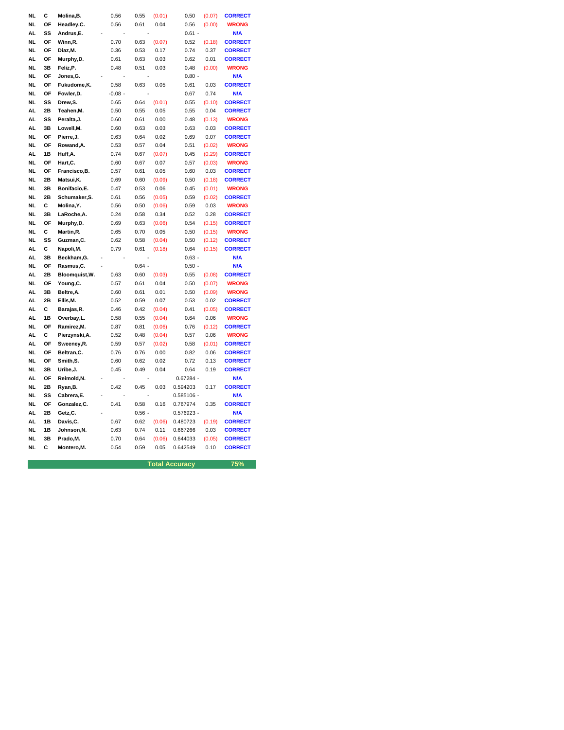| | | | | | | | | |
|---|---|---|---|---|---|---|---|---|
| NL | C | Molina,B. | 0.56 | 0.55 | (0.01) | 0.50 | (0.07) | CORRECT |
| NL | OF | Headley,C. | 0.56 | 0.61 | 0.04 | 0.56 | (0.00) | WRONG |
| AL | SS | Andrus,E. | - | - | - | 0.61 | - | N/A |
| NL | OF | Winn,R. | 0.70 | 0.63 | (0.07) | 0.52 | (0.18) | CORRECT |
| NL | OF | Diaz,M. | 0.36 | 0.53 | 0.17 | 0.74 | 0.37 | CORRECT |
| AL | OF | Murphy,D. | 0.61 | 0.63 | 0.03 | 0.62 | 0.01 | CORRECT |
| NL | 3B | Feliz,P. | 0.48 | 0.51 | 0.03 | 0.48 | (0.00) | WRONG |
| NL | OF | Jones,G. | - | - | - | 0.80 | - | N/A |
| NL | OF | Fukudome,K. | 0.58 | 0.63 | 0.05 | 0.61 | 0.03 | CORRECT |
| NL | OF | Fowler,D. | -0.08 | - | - | 0.67 | 0.74 | N/A |
| NL | SS | Drew,S. | 0.65 | 0.64 | (0.01) | 0.55 | (0.10) | CORRECT |
| AL | 2B | Teahen,M. | 0.50 | 0.55 | 0.05 | 0.55 | 0.04 | CORRECT |
| AL | SS | Peralta,J. | 0.60 | 0.61 | 0.00 | 0.48 | (0.13) | WRONG |
| AL | 3B | Lowell,M. | 0.60 | 0.63 | 0.03 | 0.63 | 0.03 | CORRECT |
| NL | OF | Pierre,J. | 0.63 | 0.64 | 0.02 | 0.69 | 0.07 | CORRECT |
| NL | OF | Rowand,A. | 0.53 | 0.57 | 0.04 | 0.51 | (0.02) | WRONG |
| AL | 1B | Huff,A. | 0.74 | 0.67 | (0.07) | 0.45 | (0.29) | CORRECT |
| NL | OF | Hart,C. | 0.60 | 0.67 | 0.07 | 0.57 | (0.03) | WRONG |
| NL | OF | Francisco,B. | 0.57 | 0.61 | 0.05 | 0.60 | 0.03 | CORRECT |
| NL | 2B | Matsui,K. | 0.69 | 0.60 | (0.09) | 0.50 | (0.18) | CORRECT |
| NL | 3B | Bonifacio,E. | 0.47 | 0.53 | 0.06 | 0.45 | (0.01) | WRONG |
| NL | 2B | Schumaker,S. | 0.61 | 0.56 | (0.05) | 0.59 | (0.02) | CORRECT |
| NL | C | Molina,Y. | 0.56 | 0.50 | (0.06) | 0.59 | 0.03 | WRONG |
| NL | 3B | LaRoche,A. | 0.24 | 0.58 | 0.34 | 0.52 | 0.28 | CORRECT |
| NL | OF | Murphy,D. | 0.69 | 0.63 | (0.06) | 0.54 | (0.15) | CORRECT |
| NL | C | Martin,R. | 0.65 | 0.70 | 0.05 | 0.50 | (0.15) | WRONG |
| NL | SS | Guzman,C. | 0.62 | 0.58 | (0.04) | 0.50 | (0.12) | CORRECT |
| AL | C | Napoli,M. | 0.79 | 0.61 | (0.18) | 0.64 | (0.15) | CORRECT |
| AL | 3B | Beckham,G. | - | - | - | 0.63 | - | N/A |
| NL | OF | Rasmus,C. | - | 0.64 | - | 0.50 | - | N/A |
| AL | 2B | Bloomquist,W. | 0.63 | 0.60 | (0.03) | 0.55 | (0.08) | CORRECT |
| NL | OF | Young,C. | 0.57 | 0.61 | 0.04 | 0.50 | (0.07) | WRONG |
| AL | 3B | Beltre,A. | 0.60 | 0.61 | 0.01 | 0.50 | (0.09) | WRONG |
| AL | 2B | Ellis,M. | 0.52 | 0.59 | 0.07 | 0.53 | 0.02 | CORRECT |
| AL | C | Barajas,R. | 0.46 | 0.42 | (0.04) | 0.41 | (0.05) | CORRECT |
| AL | 1B | Overbay,L. | 0.58 | 0.55 | (0.04) | 0.64 | 0.06 | WRONG |
| NL | OF | Ramirez,M. | 0.87 | 0.81 | (0.06) | 0.76 | (0.12) | CORRECT |
| AL | C | Pierzynski,A. | 0.52 | 0.48 | (0.04) | 0.57 | 0.06 | WRONG |
| AL | OF | Sweeney,R. | 0.59 | 0.57 | (0.02) | 0.58 | (0.01) | CORRECT |
| NL | OF | Beltran,C. | 0.76 | 0.76 | 0.00 | 0.82 | 0.06 | CORRECT |
| NL | OF | Smith,S. | 0.60 | 0.62 | 0.02 | 0.72 | 0.13 | CORRECT |
| NL | 3B | Uribe,J. | 0.45 | 0.49 | 0.04 | 0.64 | 0.19 | CORRECT |
| AL | OF | Reimold,N. | - | - | - | 0.67284 | - | N/A |
| NL | 2B | Ryan,B. | 0.42 | 0.45 | 0.03 | 0.594203 | 0.17 | CORRECT |
| NL | SS | Cabrera,E. | - | - | - | 0.585106 | - | N/A |
| NL | OF | Gonzalez,C. | 0.41 | 0.58 | 0.16 | 0.767974 | 0.35 | CORRECT |
| AL | 2B | Getz,C. | - | 0.56 | - | 0.576923 | - | N/A |
| AL | 1B | Davis,C. | 0.67 | 0.62 | (0.06) | 0.480723 | (0.19) | CORRECT |
| NL | 1B | Johnson,N. | 0.63 | 0.74 | 0.11 | 0.667266 | 0.03 | CORRECT |
| NL | 3B | Prado,M. | 0.70 | 0.64 | (0.06) | 0.644033 | (0.05) | CORRECT |
| NL | C | Montero,M. | 0.54 | 0.59 | 0.05 | 0.642549 | 0.10 | CORRECT |
| | | | | | | **Total Accuracy** | | **75%** |